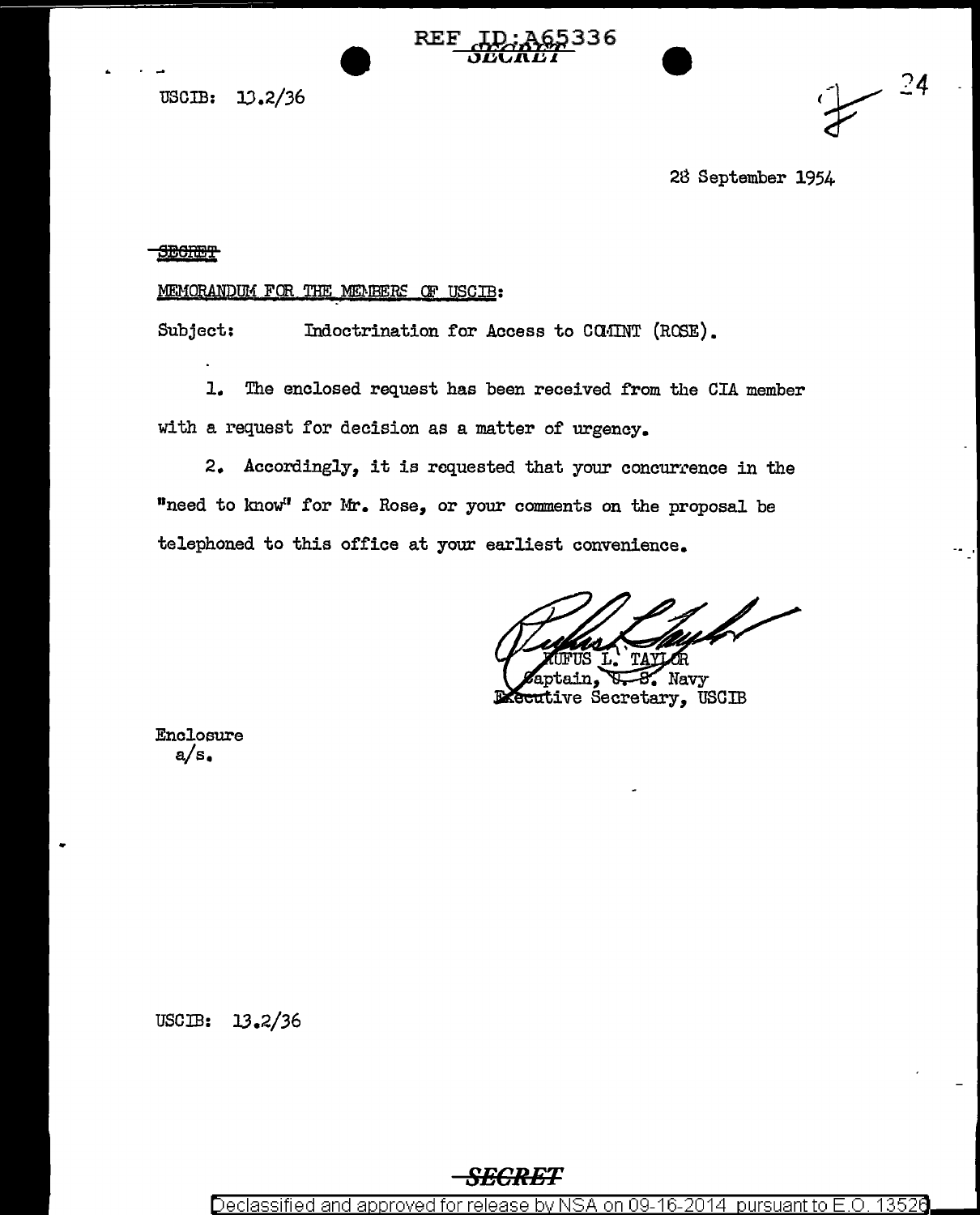REF ID:A65336

SECRET

USCIB: 13.2/36

28 September 1954

~~SECRET~~

MEMORANDUM FOR THE MEMBERS OF USCIB:

Subject: Indoctrination for Access to COMINT (ROSE).

1. The enclosed request has been received from the CIA member with a request for decision as a matter of urgency.

2. Accordingly, it is requested that your concurrence in the "need to know" for Mr. Rose, or your comments on the proposal be telephoned to this office at your earliest convenience.

RUFUS L. TAYLOR
Captain, U. S. Navy
Executive Secretary, USCIB

Enclosure
a/s.

USCIB: 13.2/36

SECRET

Declassified and approved for release by NSA on 09-16-2014 pursuant to E.O. 13526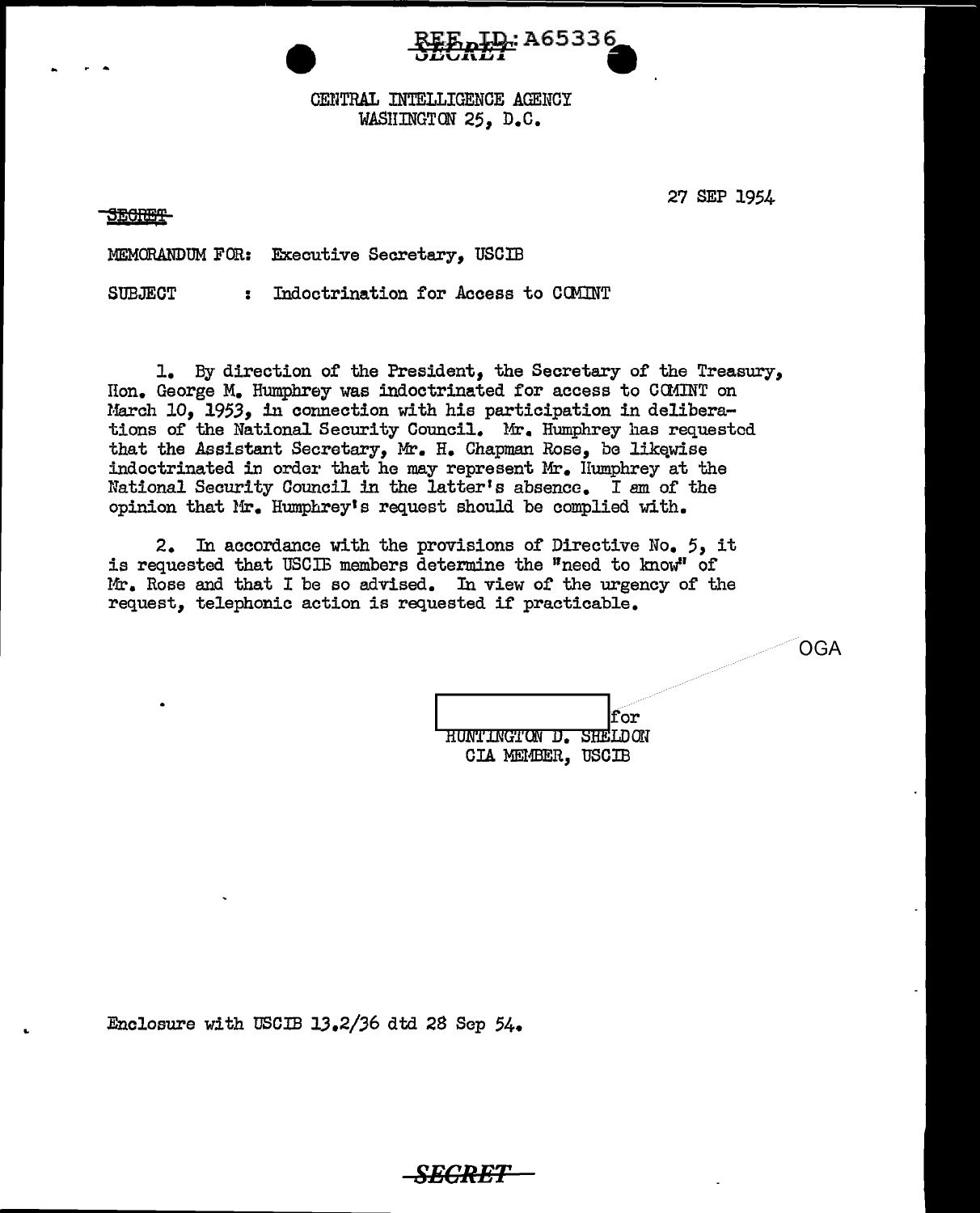CENTRAL INTELLIGENCE AGENCY
WASHINGTON 25, D.C.

27 SEP 1954

SECRET

MEMORANDUM FOR: Executive Secretary, USCIB

SUBJECT : Indoctrination for Access to COMINT

1. By direction of the President, the Secretary of the Treasury, Hon. George M. Humphrey was indoctrinated for access to COMINT on March 10, 1953, in connection with his participation in deliberations of the National Security Council. Mr. Humphrey has requested that the Assistant Secretary, Mr. H. Chapman Rose, be likewise indoctrinated in order that he may represent Mr. Humphrey at the National Security Council in the latter's absence. I am of the opinion that Mr. Humphrey's request should be complied with.

2. In accordance with the provisions of Directive No. 5, it is requested that USCIB members determine the "need to know" of Mr. Rose and that I be so advised. In view of the urgency of the request, telephonic action is requested if practicable.

OGA

[ ] for
HUNTINGTON D. SHELDON
CIA MEMBER, USCIB

Enclosure with USCIB 13.2/36 dtd 28 Sep 54.

SECRET